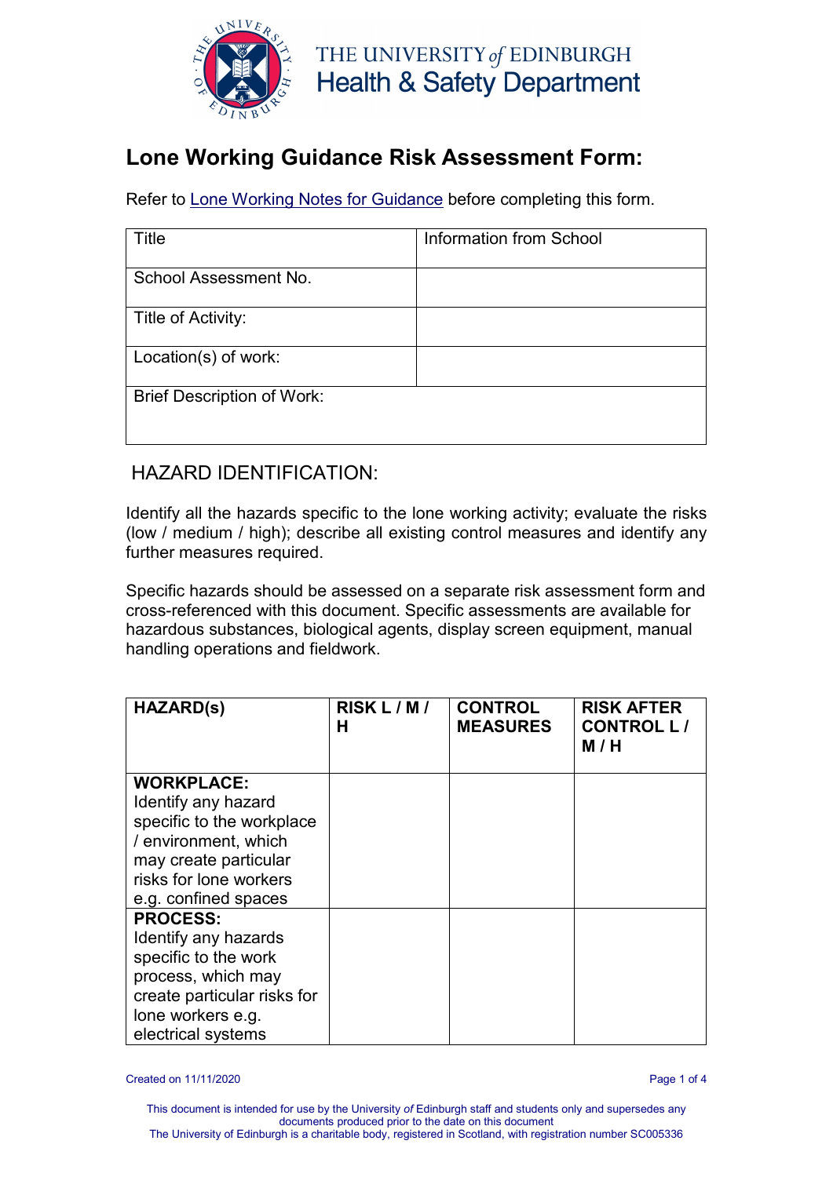THE UNIVERSITY *of* EDINBURGH
Health & Safety Department

# Lone Working Guidance Risk Assessment Form:

Refer to Lone Working Notes for Guidance before completing this form.

| Title | Information from School |
|---|---|
| School Assessment No. | |
| Title of Activity: | |
| Location(s) of work: | |
| Brief Description of Work: | |

## HAZARD IDENTIFICATION:

Identify all the hazards specific to the lone working activity; evaluate the risks (low / medium / high); describe all existing control measures and identify any further measures required.

Specific hazards should be assessed on a separate risk assessment form and cross-referenced with this document. Specific assessments are available for hazardous substances, biological agents, display screen equipment, manual handling operations and fieldwork.

| HAZARD(s) | RISK L / M / H | CONTROL MEASURES | RISK AFTER CONTROL L / M / H |
|---|---|---|---|
| **WORKPLACE:** Identify any hazard specific to the workplace / environment, which may create particular risks for lone workers e.g. confined spaces | | | |
| **PROCESS:** Identify any hazards specific to the work process, which may create particular risks for lone workers e.g. electrical systems | | | |

Created on 11/11/2020

This document is intended for use by the University *of* Edinburgh staff and students only and supersedes any documents produced prior to the date on this document
The University of Edinburgh is a charitable body, registered in Scotland, with registration number SC005336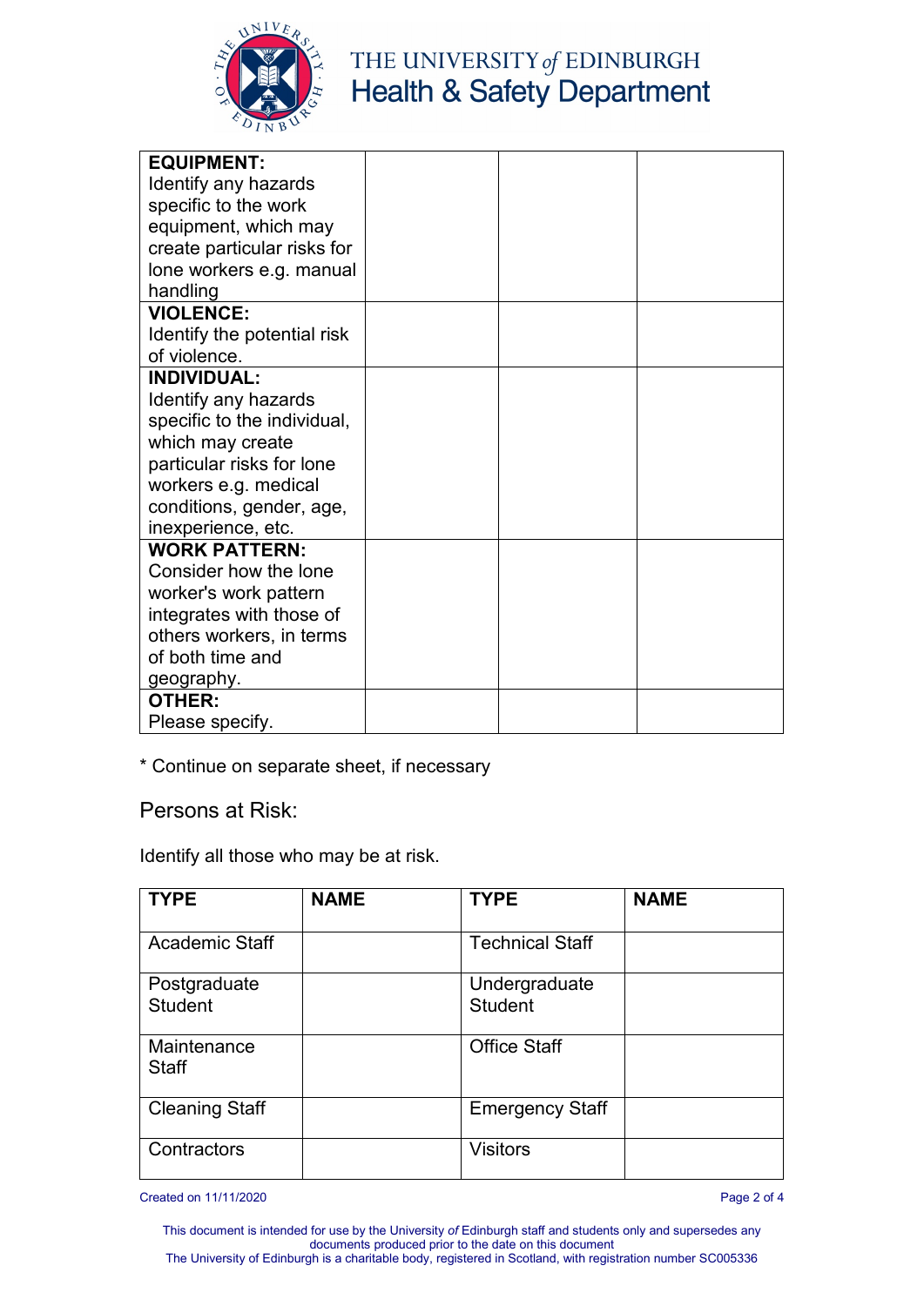| **EQUIPMENT:** Identify any hazards specific to the work equipment, which may create particular risks for lone workers e.g. manual handling | | | |
|---|---|---|---|
| **VIOLENCE:** Identify the potential risk of violence. | | | |
| **INDIVIDUAL:** Identify any hazards specific to the individual, which may create particular risks for lone workers e.g. medical conditions, gender, age, inexperience, etc. | | | |
| **WORK PATTERN:** Consider how the lone worker's work pattern integrates with those of others workers, in terms of both time and geography. | | | |
| **OTHER:** Please specify. | | | |

\* Continue on separate sheet, if necessary

## Persons at Risk:

Identify all those who may be at risk.

| **TYPE** | **NAME** | **TYPE** | **NAME** |
|---|---|---|---|
| Academic Staff | | Technical Staff | |
| Postgraduate Student | | Undergraduate Student | |
| Maintenance Staff | | Office Staff | |
| Cleaning Staff | | Emergency Staff | |
| Contractors | | Visitors | |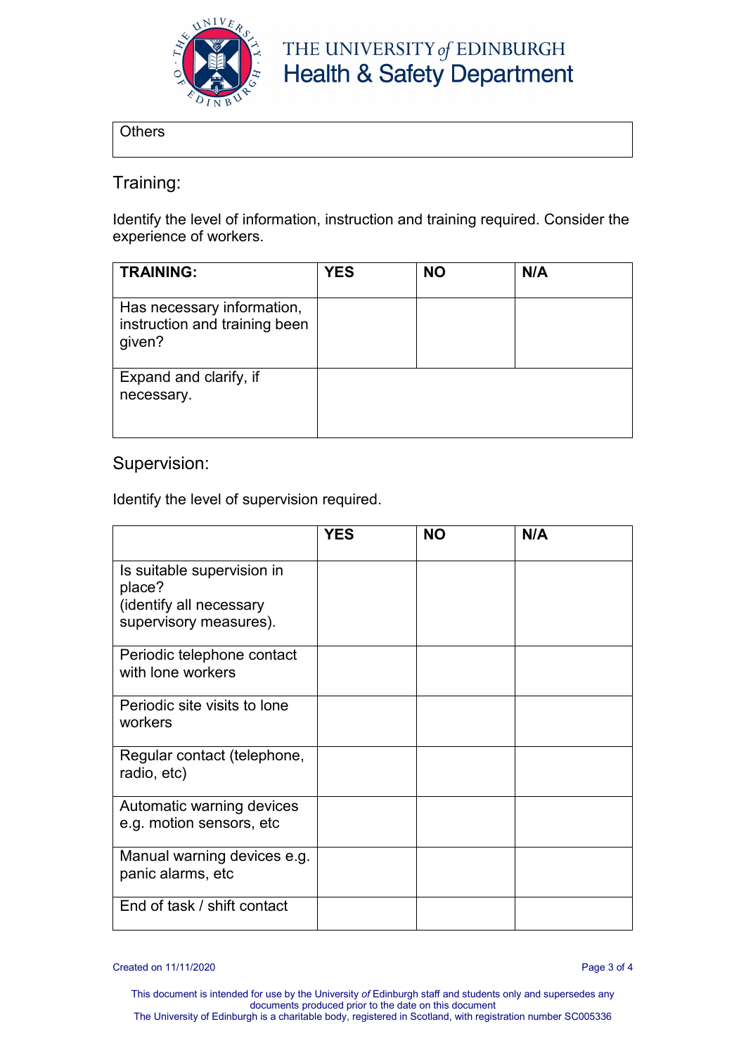| Others |
| --- |

## Training:

Identify the level of information, instruction and training required. Consider the experience of workers.

| TRAINING: | YES | NO | N/A |
| --- | --- | --- | --- |
| Has necessary information, instruction and training been given? | | | |
| Expand and clarify, if necessary. | | | |

## Supervision:

Identify the level of supervision required.

| | YES | NO | N/A |
| --- | --- | --- | --- |
| Is suitable supervision in place? (identify all necessary supervisory measures). | | | |
| Periodic telephone contact with lone workers | | | |
| Periodic site visits to lone workers | | | |
| Regular contact (telephone, radio, etc) | | | |
| Automatic warning devices e.g. motion sensors, etc | | | |
| Manual warning devices e.g. panic alarms, etc | | | |
| End of task / shift contact | | | |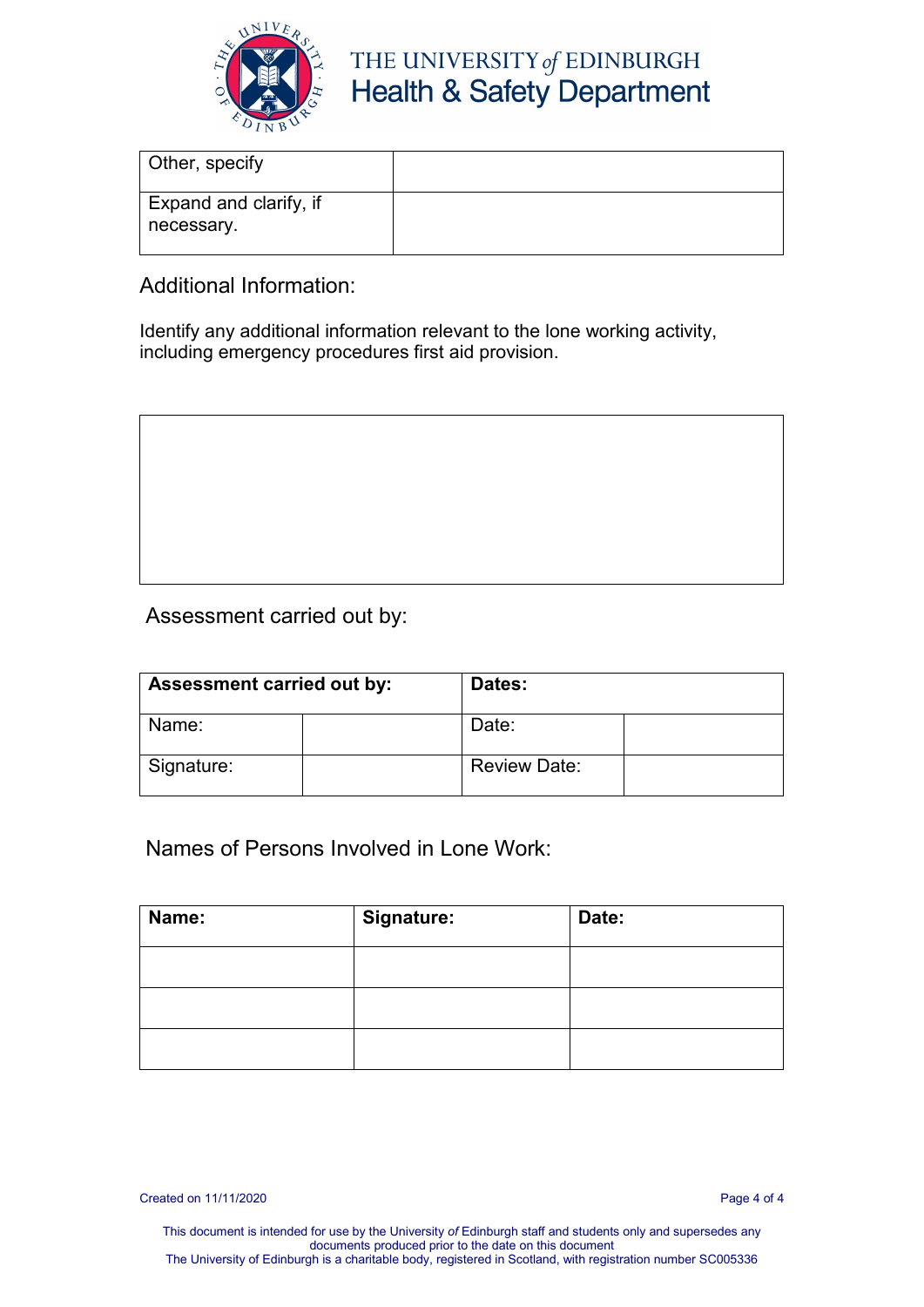| | |
|---|---|
| Other, specify | |
| Expand and clarify, if necessary. | |

## Additional Information:

Identify any additional information relevant to the lone working activity, including emergency procedures first aid provision.

| |
|---|
| |

## Assessment carried out by:

| **Assessment carried out by:** | | **Dates:** | |
|---|---|---|---|
| Name: | | Date: | |
| Signature: | | Review Date: | |

## Names of Persons Involved in Lone Work:

| **Name:** | **Signature:** | **Date:** |
|---|---|---|
| | | |
| | | |
| | | |

Created on 11/11/2020

This document is intended for use by the University *of* Edinburgh staff and students only and supersedes any documents produced prior to the date on this document
The University of Edinburgh is a charitable body, registered in Scotland, with registration number SC005336